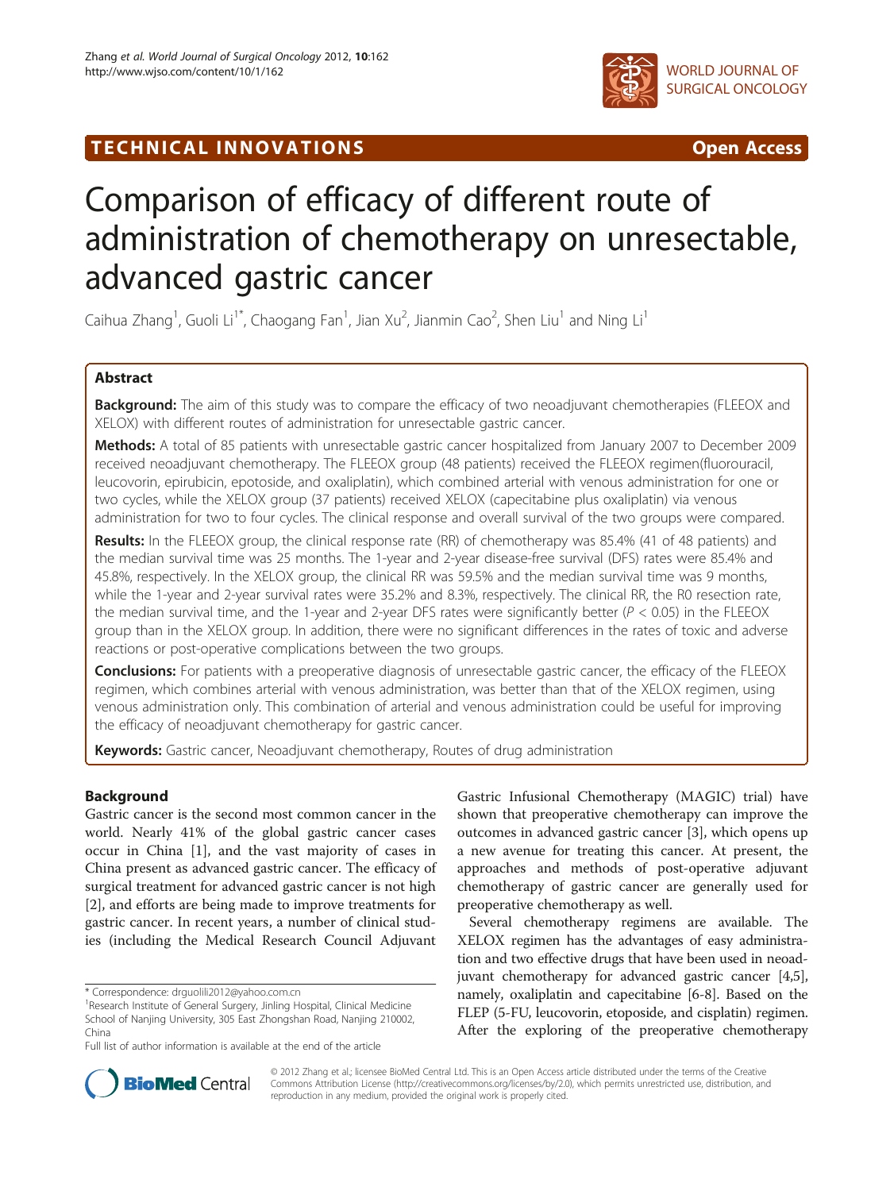TECHNICAL INNOVATIONS

Open Access

# Comparison of efficacy of different route of administration of chemotherapy on unresectable, advanced gastric cancer

Caihua Zhang[1], Guoli Li[1*], Chaogang Fan[1], Jian Xu[2], Jianmin Cao[2], Shen Liu[1] and Ning Li[1]

## Abstract

**Background:** The aim of this study was to compare the efficacy of two neoadjuvant chemotherapies (FLEEOX and XELOX) with different routes of administration for unresectable gastric cancer.

**Methods:** A total of 85 patients with unresectable gastric cancer hospitalized from January 2007 to December 2009 received neoadjuvant chemotherapy. The FLEEOX group (48 patients) received the FLEEOX regimen(fluorouracil, leucovorin, epirubicin, epotoside, and oxaliplatin), which combined arterial with venous administration for one or two cycles, while the XELOX group (37 patients) received XELOX (capecitabine plus oxaliplatin) via venous administration for two to four cycles. The clinical response and overall survival of the two groups were compared.

**Results:** In the FLEEOX group, the clinical response rate (RR) of chemotherapy was 85.4% (41 of 48 patients) and the median survival time was 25 months. The 1-year and 2-year disease-free survival (DFS) rates were 85.4% and 45.8%, respectively. In the XELOX group, the clinical RR was 59.5% and the median survival time was 9 months, while the 1-year and 2-year survival rates were 35.2% and 8.3%, respectively. The clinical RR, the R0 resection rate, the median survival time, and the 1-year and 2-year DFS rates were significantly better ($P < 0.05$) in the FLEEOX group than in the XELOX group. In addition, there were no significant differences in the rates of toxic and adverse reactions or post-operative complications between the two groups.

**Conclusions:** For patients with a preoperative diagnosis of unresectable gastric cancer, the efficacy of the FLEEOX regimen, which combines arterial with venous administration, was better than that of the XELOX regimen, using venous administration only. This combination of arterial and venous administration could be useful for improving the efficacy of neoadjuvant chemotherapy for gastric cancer.

**Keywords:** Gastric cancer, Neoadjuvant chemotherapy, Routes of drug administration

## Background

Gastric cancer is the second most common cancer in the world. Nearly 41% of the global gastric cancer cases occur in China [1], and the vast majority of cases in China present as advanced gastric cancer. The efficacy of surgical treatment for advanced gastric cancer is not high [2], and efforts are being made to improve treatments for gastric cancer. In recent years, a number of clinical studies (including the Medical Research Council Adjuvant Gastric Infusional Chemotherapy (MAGIC) trial) have shown that preoperative chemotherapy can improve the outcomes in advanced gastric cancer [3], which opens up a new avenue for treating this cancer. At present, the approaches and methods of post-operative adjuvant chemotherapy of gastric cancer are generally used for preoperative chemotherapy as well.

Several chemotherapy regimens are available. The XELOX regimen has the advantages of easy administration and two effective drugs that have been used in neoadjuvant chemotherapy for advanced gastric cancer [4,5], namely, oxaliplatin and capecitabine [6-8]. Based on the FLEP (5-FU, leucovorin, etoposide, and cisplatin) regimen. After the exploring of the preoperative chemotherapy

\* Correspondence: drguolili2012@yahoo.com.cn
[1]Research Institute of General Surgery, Jinling Hospital, Clinical Medicine School of Nanjing University, 305 East Zhongshan Road, Nanjing 210002, China
Full list of author information is available at the end of the article

© 2012 Zhang et al.; licensee BioMed Central Ltd. This is an Open Access article distributed under the terms of the Creative Commons Attribution License (http://creativecommons.org/licenses/by/2.0), which permits unrestricted use, distribution, and reproduction in any medium, provided the original work is properly cited.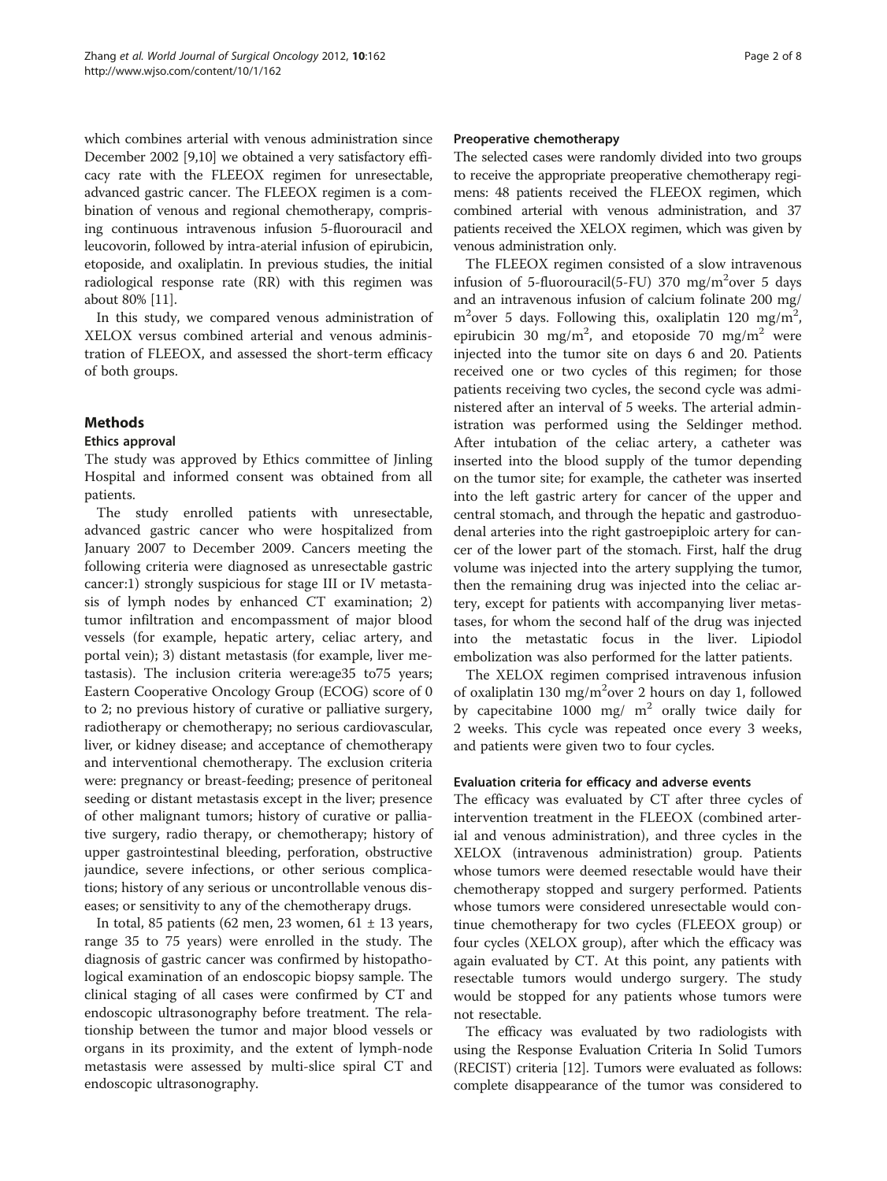which combines arterial with venous administration since December 2002 [9,10] we obtained a very satisfactory efficacy rate with the FLEEOX regimen for unresectable, advanced gastric cancer. The FLEEOX regimen is a combination of venous and regional chemotherapy, comprising continuous intravenous infusion 5-fluorouracil and leucovorin, followed by intra-aterial infusion of epirubicin, etoposide, and oxaliplatin. In previous studies, the initial radiological response rate (RR) with this regimen was about 80% [11].

In this study, we compared venous administration of XELOX versus combined arterial and venous administration of FLEEOX, and assessed the short-term efficacy of both groups.

## Methods

### Ethics approval

The study was approved by Ethics committee of Jinling Hospital and informed consent was obtained from all patients.

The study enrolled patients with unresectable, advanced gastric cancer who were hospitalized from January 2007 to December 2009. Cancers meeting the following criteria were diagnosed as unresectable gastric cancer:1) strongly suspicious for stage III or IV metastasis of lymph nodes by enhanced CT examination; 2) tumor infiltration and encompassment of major blood vessels (for example, hepatic artery, celiac artery, and portal vein); 3) distant metastasis (for example, liver metastasis). The inclusion criteria were:age35 to75 years; Eastern Cooperative Oncology Group (ECOG) score of 0 to 2; no previous history of curative or palliative surgery, radiotherapy or chemotherapy; no serious cardiovascular, liver, or kidney disease; and acceptance of chemotherapy and interventional chemotherapy. The exclusion criteria were: pregnancy or breast-feeding; presence of peritoneal seeding or distant metastasis except in the liver; presence of other malignant tumors; history of curative or palliative surgery, radio therapy, or chemotherapy; history of upper gastrointestinal bleeding, perforation, obstructive jaundice, severe infections, or other serious complications; history of any serious or uncontrollable venous diseases; or sensitivity to any of the chemotherapy drugs.

In total, 85 patients (62 men, 23 women, 61 ± 13 years, range 35 to 75 years) were enrolled in the study. The diagnosis of gastric cancer was confirmed by histopathological examination of an endoscopic biopsy sample. The clinical staging of all cases were confirmed by CT and endoscopic ultrasonography before treatment. The relationship between the tumor and major blood vessels or organs in its proximity, and the extent of lymph-node metastasis were assessed by multi-slice spiral CT and endoscopic ultrasonography.

### Preoperative chemotherapy

The selected cases were randomly divided into two groups to receive the appropriate preoperative chemotherapy regimens: 48 patients received the FLEEOX regimen, which combined arterial with venous administration, and 37 patients received the XELOX regimen, which was given by venous administration only.

The FLEEOX regimen consisted of a slow intravenous infusion of 5-fluorouracil(5-FU) 370 mg/m$^2$over 5 days and an intravenous infusion of calcium folinate 200 mg/m$^2$over 5 days. Following this, oxaliplatin 120 mg/m$^2$, epirubicin 30 mg/m$^2$, and etoposide 70 mg/m$^2$ were injected into the tumor site on days 6 and 20. Patients received one or two cycles of this regimen; for those patients receiving two cycles, the second cycle was administered after an interval of 5 weeks. The arterial administration was performed using the Seldinger method. After intubation of the celiac artery, a catheter was inserted into the blood supply of the tumor depending on the tumor site; for example, the catheter was inserted into the left gastric artery for cancer of the upper and central stomach, and through the hepatic and gastroduodenal arteries into the right gastroepiploic artery for cancer of the lower part of the stomach. First, half the drug volume was injected into the artery supplying the tumor, then the remaining drug was injected into the celiac artery, except for patients with accompanying liver metastases, for whom the second half of the drug was injected into the metastatic focus in the liver. Lipiodol embolization was also performed for the latter patients.

The XELOX regimen comprised intravenous infusion of oxaliplatin 130 mg/m$^2$over 2 hours on day 1, followed by capecitabine 1000 mg/ m$^2$ orally twice daily for 2 weeks. This cycle was repeated once every 3 weeks, and patients were given two to four cycles.

### Evaluation criteria for efficacy and adverse events

The efficacy was evaluated by CT after three cycles of intervention treatment in the FLEEOX (combined arterial and venous administration), and three cycles in the XELOX (intravenous administration) group. Patients whose tumors were deemed resectable would have their chemotherapy stopped and surgery performed. Patients whose tumors were considered unresectable would continue chemotherapy for two cycles (FLEEOX group) or four cycles (XELOX group), after which the efficacy was again evaluated by CT. At this point, any patients with resectable tumors would undergo surgery. The study would be stopped for any patients whose tumors were not resectable.

The efficacy was evaluated by two radiologists with using the Response Evaluation Criteria In Solid Tumors (RECIST) criteria [12]. Tumors were evaluated as follows: complete disappearance of the tumor was considered to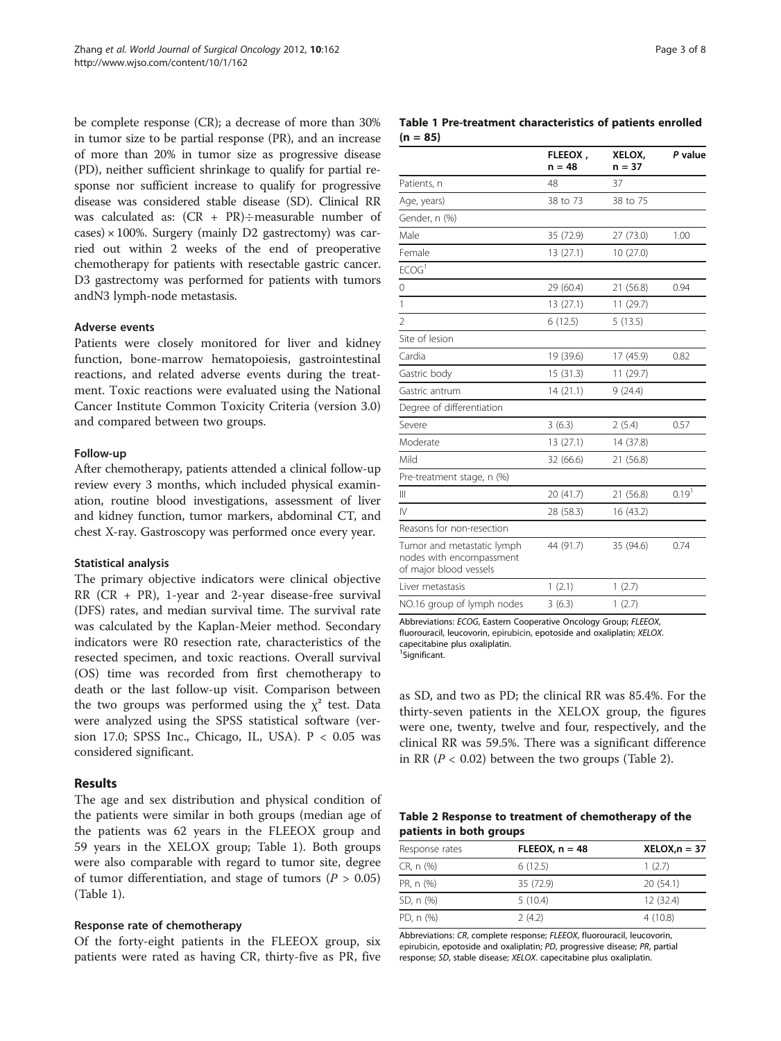be complete response (CR); a decrease of more than 30% in tumor size to be partial response (PR), and an increase of more than 20% in tumor size as progressive disease (PD), neither sufficient shrinkage to qualify for partial response nor sufficient increase to qualify for progressive disease was considered stable disease (SD). Clinical RR was calculated as: (CR + PR)÷measurable number of cases) × 100%. Surgery (mainly D2 gastrectomy) was carried out within 2 weeks of the end of preoperative chemotherapy for patients with resectable gastric cancer. D3 gastrectomy was performed for patients with tumors andN3 lymph-node metastasis.

### Adverse events

Patients were closely monitored for liver and kidney function, bone-marrow hematopoiesis, gastrointestinal reactions, and related adverse events during the treatment. Toxic reactions were evaluated using the National Cancer Institute Common Toxicity Criteria (version 3.0) and compared between two groups.

### Follow-up

After chemotherapy, patients attended a clinical follow-up review every 3 months, which included physical examination, routine blood investigations, assessment of liver and kidney function, tumor markers, abdominal CT, and chest X-ray. Gastroscopy was performed once every year.

### Statistical analysis

The primary objective indicators were clinical objective RR (CR + PR), 1-year and 2-year disease-free survival (DFS) rates, and median survival time. The survival rate was calculated by the Kaplan-Meier method. Secondary indicators were R0 resection rate, characteristics of the resected specimen, and toxic reactions. Overall survival (OS) time was recorded from first chemotherapy to death or the last follow-up visit. Comparison between the two groups was performed using the $\chi^2$ test. Data were analyzed using the SPSS statistical software (version 17.0; SPSS Inc., Chicago, IL, USA). $P < 0.05$ was considered significant.

## Results

The age and sex distribution and physical condition of the patients were similar in both groups (median age of the patients was 62 years in the FLEEOX group and 59 years in the XELOX group; Table 1). Both groups were also comparable with regard to tumor site, degree of tumor differentiation, and stage of tumors ($P > 0.05$) (Table 1).

### Response rate of chemotherapy

Of the forty-eight patients in the FLEEOX group, six patients were rated as having CR, thirty-five as PR, five as SD, and two as PD; the clinical RR was 85.4%. For the thirty-seven patients in the XELOX group, the figures were one, twenty, twelve and four, respectively, and the clinical RR was 59.5%. There was a significant difference in RR ($P < 0.02$) between the two groups (Table 2).

**Table 1 Pre-treatment characteristics of patients enrolled (n = 85)**

| | FLEEOX, n = 48 | XELOX, n = 37 | *P* value |
|---|---|---|---|
| Patients, n | 48 | 37 | |
| Age, years) | 38 to 73 | 38 to 75 | |
| Gender, n (%) | | | |
| Male | 35 (72.9) | 27 (73.0) | 1.00 |
| Female | 13 (27.1) | 10 (27.0) | |
| ECOG[1] | | | |
| 0 | 29 (60.4) | 21 (56.8) | 0.94 |
| 1 | 13 (27.1) | 11 (29.7) | |
| 2 | 6 (12.5) | 5 (13.5) | |
| Site of lesion | | | |
| Cardia | 19 (39.6) | 17 (45.9) | 0.82 |
| Gastric body | 15 (31.3) | 11 (29.7) | |
| Gastric antrum | 14 (21.1) | 9 (24.4) | |
| Degree of differentiation | | | |
| Severe | 3 (6.3) | 2 (5.4) | 0.57 |
| Moderate | 13 (27.1) | 14 (37.8) | |
| Mild | 32 (66.6) | 21 (56.8) | |
| Pre-treatment stage, n (%) | | | |
| III | 20 (41.7) | 21 (56.8) | 0.19[1] |
| IV | 28 (58.3) | 16 (43.2) | |
| Reasons for non-resection | | | |
| Tumor and metastatic lymph nodes with encompassment of major blood vessels | 44 (91.7) | 35 (94.6) | 0.74 |
| Liver metastasis | 1 (2.1) | 1 (2.7) | |
| NO.16 group of lymph nodes | 3 (6.3) | 1 (2.7) | |

Abbreviations: *ECOG*, Eastern Cooperative Oncology Group; *FLEEOX*, fluorouracil, leucovorin, epirubicin, epotoside and oxaliplatin; *XELOX*. capecitabine plus oxaliplatin.
[1]Significant.

**Table 2 Response to treatment of chemotherapy of the patients in both groups**

| Response rates | FLEEOX, n = 48 | XELOX,n = 37 |
|---|---|---|
| CR, n (%) | 6 (12.5) | 1 (2.7) |
| PR, n (%) | 35 (72.9) | 20 (54.1) |
| SD, n (%) | 5 (10.4) | 12 (32.4) |
| PD, n (%) | 2 (4.2) | 4 (10.8) |

Abbreviations: *CR*, complete response; *FLEEOX*, fluorouracil, leucovorin, epirubicin, epotoside and oxaliplatin; *PD*, progressive disease; *PR*, partial response; *SD*, stable disease; *XELOX*. capecitabine plus oxaliplatin.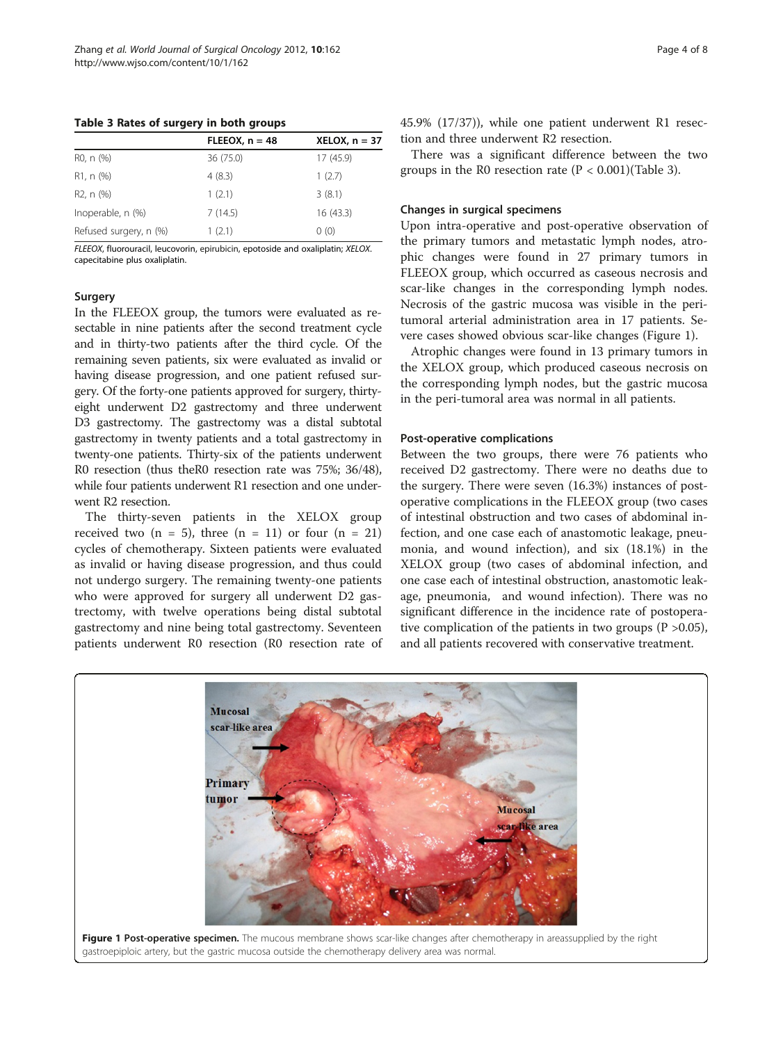**Table 3 Rates of surgery in both groups**

| | FLEEOX, n = 48 | XELOX, n = 37 |
|---|---|---|
| R0, n (%) | 36 (75.0) | 17 (45.9) |
| R1, n (%) | 4 (8.3) | 1 (2.7) |
| R2, n (%) | 1 (2.1) | 3 (8.1) |
| Inoperable, n (%) | 7 (14.5) | 16 (43.3) |
| Refused surgery, n (%) | 1 (2.1) | 0 (0) |

*FLEEOX*, fluorouracil, leucovorin, epirubicin, epotoside and oxaliplatin; *XELOX*. capecitabine plus oxaliplatin.

### Surgery

In the FLEEOX group, the tumors were evaluated as resectable in nine patients after the second treatment cycle and in thirty-two patients after the third cycle. Of the remaining seven patients, six were evaluated as invalid or having disease progression, and one patient refused surgery. Of the forty-one patients approved for surgery, thirty-eight underwent D2 gastrectomy and three underwent D3 gastrectomy. The gastrectomy was a distal subtotal gastrectomy in twenty patients and a total gastrectomy in twenty-one patients. Thirty-six of the patients underwent R0 resection (thus theR0 resection rate was 75%; 36/48), while four patients underwent R1 resection and one underwent R2 resection.

The thirty-seven patients in the XELOX group received two (n = 5), three (n = 11) or four (n = 21) cycles of chemotherapy. Sixteen patients were evaluated as invalid or having disease progression, and thus could not undergo surgery. The remaining twenty-one patients who were approved for surgery all underwent D2 gastrectomy, with twelve operations being distal subtotal gastrectomy and nine being total gastrectomy. Seventeen patients underwent R0 resection (R0 resection rate of 45.9% (17/37)), while one patient underwent R1 resection and three underwent R2 resection.

There was a significant difference between the two groups in the R0 resection rate ($P < 0.001$)(Table 3).

### Changes in surgical specimens

Upon intra-operative and post-operative observation of the primary tumors and metastatic lymph nodes, atrophic changes were found in 27 primary tumors in FLEEOX group, which occurred as caseous necrosis and scar-like changes in the corresponding lymph nodes. Necrosis of the gastric mucosa was visible in the peritumoral arterial administration area in 17 patients. Severe cases showed obvious scar-like changes (Figure 1).

Atrophic changes were found in 13 primary tumors in the XELOX group, which produced caseous necrosis on the corresponding lymph nodes, but the gastric mucosa in the peri-tumoral area was normal in all patients.

### Post-operative complications

Between the two groups, there were 76 patients who received D2 gastrectomy. There were no deaths due to the surgery. There were seven (16.3%) instances of post-operative complications in the FLEEOX group (two cases of intestinal obstruction and two cases of abdominal infection, and one case each of anastomotic leakage, pneumonia, and wound infection), and six (18.1%) in the XELOX group (two cases of abdominal infection, and one case each of intestinal obstruction, anastomotic leakage, pneumonia, and wound infection). There was no significant difference in the incidence rate of postoperative complication of the patients in two groups ($P > 0.05$), and all patients recovered with conservative treatment.

**Figure 1 Post-operative specimen.** The mucous membrane shows scar-like changes after chemotherapy in areassupplied by the right gastroepiploic artery, but the gastric mucosa outside the chemotherapy delivery area was normal.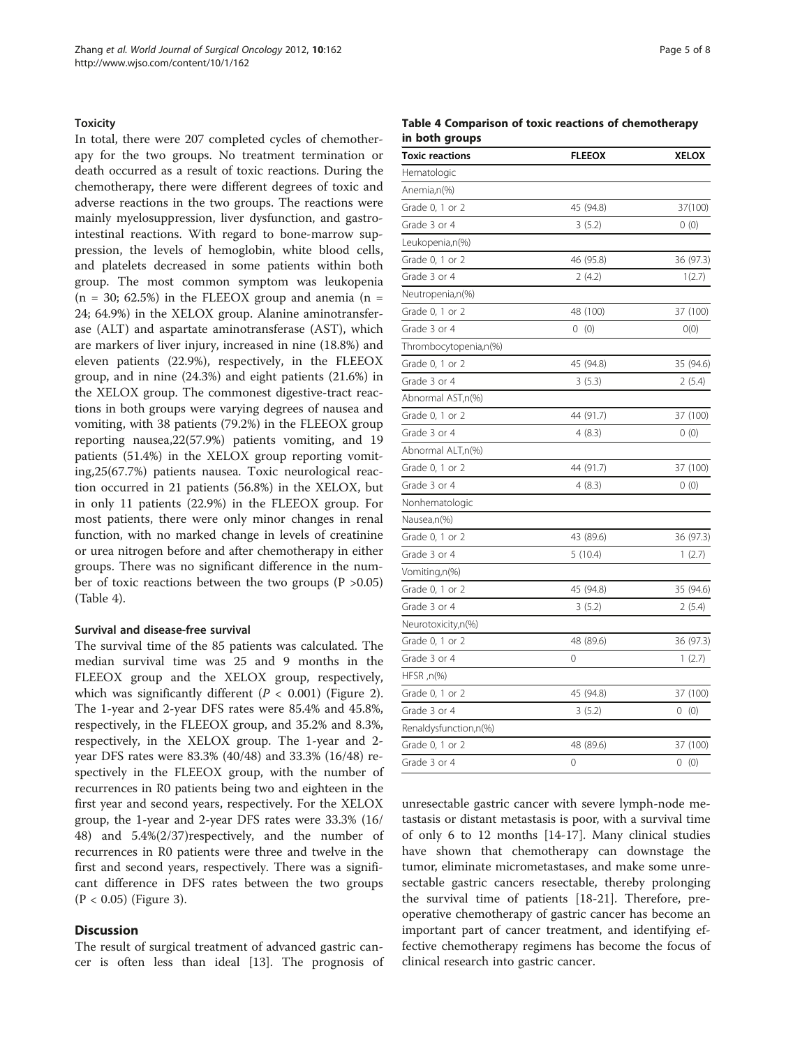### Toxicity

In total, there were 207 completed cycles of chemotherapy for the two groups. No treatment termination or death occurred as a result of toxic reactions. During the chemotherapy, there were different degrees of toxic and adverse reactions in the two groups. The reactions were mainly myelosuppression, liver dysfunction, and gastrointestinal reactions. With regard to bone-marrow suppression, the levels of hemoglobin, white blood cells, and platelets decreased in some patients within both group. The most common symptom was leukopenia (n = 30; 62.5%) in the FLEEOX group and anemia (n = 24; 64.9%) in the XELOX group. Alanine aminotransferase (ALT) and aspartate aminotransferase (AST), which are markers of liver injury, increased in nine (18.8%) and eleven patients (22.9%), respectively, in the FLEEOX group, and in nine (24.3%) and eight patients (21.6%) in the XELOX group. The commonest digestive-tract reactions in both groups were varying degrees of nausea and vomiting, with 38 patients (79.2%) in the FLEEOX group reporting nausea,22(57.9%) patients vomiting, and 19 patients (51.4%) in the XELOX group reporting vomiting,25(67.7%) patients nausea. Toxic neurological reaction occurred in 21 patients (56.8%) in the XELOX, but in only 11 patients (22.9%) in the FLEEOX group. For most patients, there were only minor changes in renal function, with no marked change in levels of creatinine or urea nitrogen before and after chemotherapy in either groups. There was no significant difference in the number of toxic reactions between the two groups ($P > 0.05$) (Table 4).

**Table 4 Comparison of toxic reactions of chemotherapy in both groups**

| Toxic reactions | FLEEOX | XELOX |
|---|---|---|
| Hematologic | | |
| Anemia,n(%) | | |
| Grade 0, 1 or 2 | 45 (94.8) | 37(100) |
| Grade 3 or 4 | 3 (5.2) | 0 (0) |
| Leukopenia,n(%) | | |
| Grade 0, 1 or 2 | 46 (95.8) | 36 (97.3) |
| Grade 3 or 4 | 2 (4.2) | 1(2.7) |
| Neutropenia,n(%) | | |
| Grade 0, 1 or 2 | 48 (100) | 37 (100) |
| Grade 3 or 4 | 0 (0) | 0(0) |
| Thrombocytopenia,n(%) | | |
| Grade 0, 1 or 2 | 45 (94.8) | 35 (94.6) |
| Grade 3 or 4 | 3 (5.3) | 2 (5.4) |
| Abnormal AST,n(%) | | |
| Grade 0, 1 or 2 | 44 (91.7) | 37 (100) |
| Grade 3 or 4 | 4 (8.3) | 0 (0) |
| Abnormal ALT,n(%) | | |
| Grade 0, 1 or 2 | 44 (91.7) | 37 (100) |
| Grade 3 or 4 | 4 (8.3) | 0 (0) |
| Nonhematologic | | |
| Nausea,n(%) | | |
| Grade 0, 1 or 2 | 43 (89.6) | 36 (97.3) |
| Grade 3 or 4 | 5 (10.4) | 1 (2.7) |
| Vomiting,n(%) | | |
| Grade 0, 1 or 2 | 45 (94.8) | 35 (94.6) |
| Grade 3 or 4 | 3 (5.2) | 2 (5.4) |
| Neurotoxicity,n(%) | | |
| Grade 0, 1 or 2 | 48 (89.6) | 36 (97.3) |
| Grade 3 or 4 | 0 | 1 (2.7) |
| HFSR ,n(%) | | |
| Grade 0, 1 or 2 | 45 (94.8) | 37 (100) |
| Grade 3 or 4 | 3 (5.2) | 0 (0) |
| Renaldysfunction,n(%) | | |
| Grade 0, 1 or 2 | 48 (89.6) | 37 (100) |
| Grade 3 or 4 | 0 | 0 (0) |

### Survival and disease-free survival

The survival time of the 85 patients was calculated. The median survival time was 25 and 9 months in the FLEEOX group and the XELOX group, respectively, which was significantly different ($P < 0.001$) (Figure 2). The 1-year and 2-year DFS rates were 85.4% and 45.8%, respectively, in the FLEEOX group, and 35.2% and 8.3%, respectively, in the XELOX group. The 1-year and 2-year DFS rates were 83.3% (40/48) and 33.3% (16/48) respectively in the FLEEOX group, with the number of recurrences in R0 patients being two and eighteen in the first year and second years, respectively. For the XELOX group, the 1-year and 2-year DFS rates were 33.3% (16/48) and 5.4%(2/37)respectively, and the number of recurrences in R0 patients were three and twelve in the first and second years, respectively. There was a significant difference in DFS rates between the two groups ($P < 0.05$) (Figure 3).

## Discussion

The result of surgical treatment of advanced gastric cancer is often less than ideal [13]. The prognosis of unresectable gastric cancer with severe lymph-node metastasis or distant metastasis is poor, with a survival time of only 6 to 12 months [14-17]. Many clinical studies have shown that chemotherapy can downstage the tumor, eliminate micrometastases, and make some unresectable gastric cancers resectable, thereby prolonging the survival time of patients [18-21]. Therefore, preoperative chemotherapy of gastric cancer has become an important part of cancer treatment, and identifying effective chemotherapy regimens has become the focus of clinical research into gastric cancer.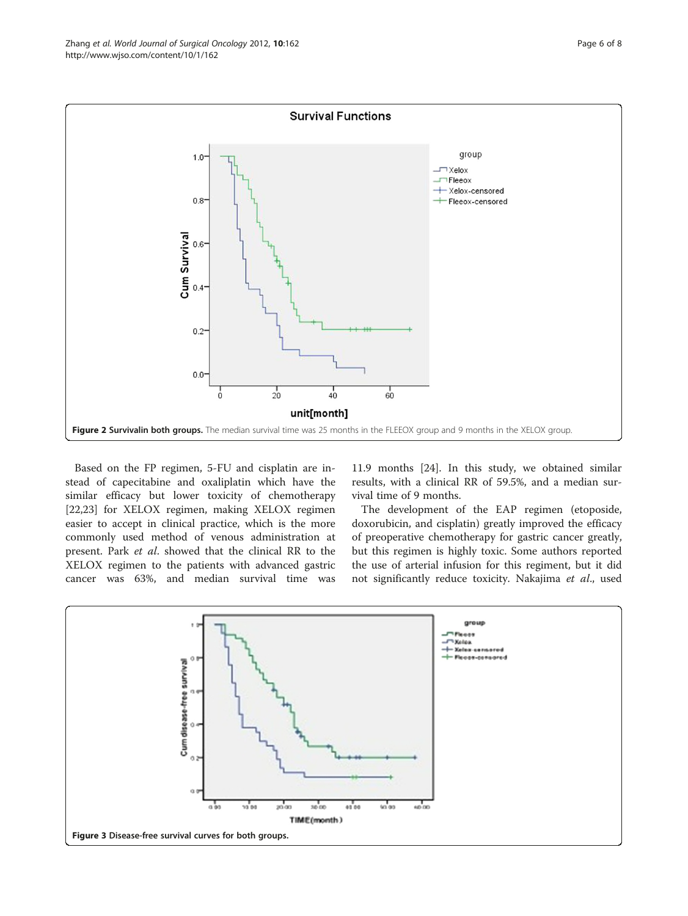**Figure 2 Survivalin both groups.** The median survival time was 25 months in the FLEEOX group and 9 months in the XELOX group.

Based on the FP regimen, 5-FU and cisplatin are instead of capecitabine and oxaliplatin which have the similar efficacy but lower toxicity of chemotherapy [22,23] for XELOX regimen, making XELOX regimen easier to accept in clinical practice, which is the more commonly used method of venous administration at present. Park *et al*. showed that the clinical RR to the XELOX regimen to the patients with advanced gastric cancer was 63%, and median survival time was 11.9 months [24]. In this study, we obtained similar results, with a clinical RR of 59.5%, and a median survival time of 9 months.

The development of the EAP regimen (etoposide, doxorubicin, and cisplatin) greatly improved the efficacy of preoperative chemotherapy for gastric cancer greatly, but this regimen is highly toxic. Some authors reported the use of arterial infusion for this regiment, but it did not significantly reduce toxicity. Nakajima *et al*., used

**Figure 3** Disease-free survival curves for both groups.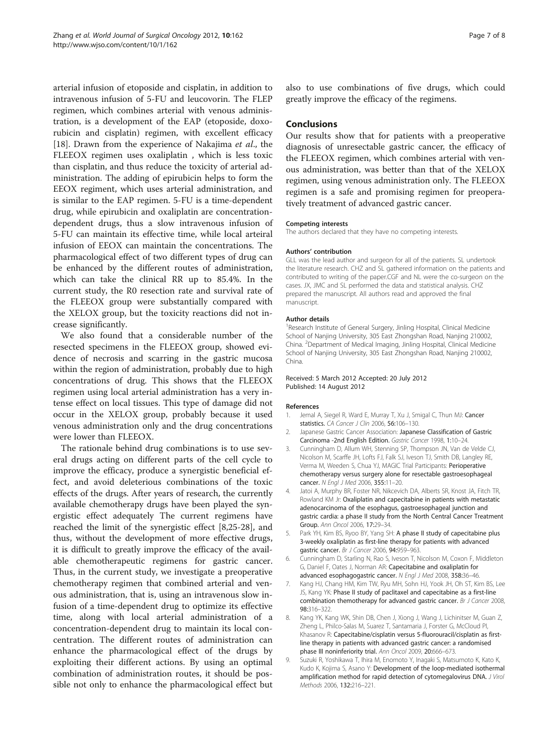arterial infusion of etoposide and cisplatin, in addition to intravenous infusion of 5-FU and leucovorin. The FLEP regimen, which combines arterial with venous administration, is a development of the EAP (etoposide, doxorubicin and cisplatin) regimen, with excellent efficacy [18]. Drawn from the experience of Nakajima *et al*., the FLEEOX regimen uses oxaliplatin , which is less toxic than cisplatin, and thus reduce the toxicity of arterial administration. The adding of epirubicin helps to form the EEOX regiment, which uses arterial administration, and is similar to the EAP regimen. 5-FU is a time-dependent drug, while epirubicin and oxaliplatin are concentration-dependent drugs, thus a slow intravenous infusion of 5-FU can maintain its effective time, while local arteiral infusion of EEOX can maintain the concentrations. The pharmacological effect of two different types of drug can be enhanced by the different routes of administration, which can take the clinical RR up to 85.4%. In the current study, the R0 resection rate and survival rate of the FLEEOX group were substantially compared with the XELOX group, but the toxicity reactions did not increase significantly.

We also found that a considerable number of the resected specimens in the FLEEOX group, showed evidence of necrosis and scarring in the gastric mucosa within the region of administration, probably due to high concentrations of drug. This shows that the FLEEOX regimen using local arterial administration has a very intense effect on local tissues. This type of damage did not occur in the XELOX group, probably because it used venous administration only and the drug concentrations were lower than FLEEOX.

The rationale behind drug combinations is to use several drugs acting on different parts of the cell cycle to improve the efficacy, produce a synergistic beneficial effect, and avoid deleterious combinations of the toxic effects of the drugs. After years of research, the currently available chemotherapy drugs have been played the synergistic effect adequately The current regimens have reached the limit of the synergistic effect [8,25-28], and thus, without the development of more effective drugs, it is difficult to greatly improve the efficacy of the available chemotherapeutic regimens for gastric cancer. Thus, in the current study, we investigate a preoperative chemotherapy regimen that combined arterial and venous administration, that is, using an intravenous slow infusion of a time-dependent drug to optimize its effective time, along with local arterial administration of a concentration-dependent drug to maintain its local concentration. The different routes of administration can enhance the pharmacological effect of the drugs by exploiting their different actions. By using an optimal combination of administration routes, it should be possible not only to enhance the pharmacological effect but also to use combinations of five drugs, which could greatly improve the efficacy of the regimens.

## Conclusions

Our results show that for patients with a preoperative diagnosis of unresectable gastric cancer, the efficacy of the FLEEOX regimen, which combines arterial with venous administration, was better than that of the XELOX regimen, using venous administration only. The FLEEOX regimen is a safe and promising regimen for preoperatively treatment of advanced gastric cancer.

#### Competing interests

The authors declared that they have no competing interests.

#### Authors' contribution

GLL was the lead author and surgeon for all of the patients. SL undertook the literature research. CHZ and SL gathered information on the patients and contributed to writing of the paper.CGF and NL were the co-surgeon on the cases. JX, JMC and SL performed the data and statistical analysis. CHZ prepared the manuscript. All authors read and approved the final manuscript.

#### Author details

[1]Research Institute of General Surgery, Jinling Hospital, Clinical Medicine School of Nanjing University, 305 East Zhongshan Road, Nanjing 210002, China. [2]Department of Medical Imaging, Jinling Hospital, Clinical Medicine School of Nanjing University, 305 East Zhongshan Road, Nanjing 210002, China.

Received: 5 March 2012 Accepted: 20 July 2012
Published: 14 August 2012

#### References

1. Jemal A, Siegel R, Ward E, Murray T, Xu J, Smigal C, Thun MJ: **Cancer statistics.** *CA Cancer J Clin* 2006, **56:**106–130.
2. Japanese Gastric Cancer Association: **Japanese Classification of Gastric Carcinoma -2nd English Edition.** *Gastric Cancer* 1998, **1:**10–24.
3. Cunningham D, Allum WH, Stenning SP, Thompson JN, Van de Velde CJ, Nicolson M, Scarffe JH, Lofts FJ, Falk SJ, Iveson TJ, Smith DB, Langley RE, Verma M, Weeden S, Chua YJ, MAGIC Trial Participants: **Perioperative chemotherapy versus surgery alone for resectable gastroesophageal cancer.** *N Engl J Med* 2006, **355:**11–20.
4. Jatoi A, Murphy BR, Foster NR, Nikcevich DA, Alberts SR, Knost JA, Fitch TR, Rowland KM Jr: **Oxaliplatin and capecitabine in patients with metastatic adenocarcinoma of the esophagus, gastroesophageal junction and gastric cardia: a phase II study from the North Central Cancer Treatment Group.** *Ann Oncol* 2006, **17:**29–34.
5. Park YH, Kim BS, Ryoo BY, Yang SH: **A phase II study of capecitabine plus 3-weekly oxaliplatin as first-line therapy for patients with advanced gastric cancer.** *Br J Cancer* 2006, **94:**959–963.
6. Cunningham D, Starling N, Rao S, Iveson T, Nicolson M, Coxon F, Middleton G, Daniel F, Oates J, Norman AR: **Capecitabine and oxaliplatin for advanced esophagogastric cancer.** *N Engl J Med* 2008, **358:**36–46.
7. Kang HJ, Chang HM, Kim TW, Ryu MH, Sohn HJ, Yook JH, Oh ST, Kim BS, Lee JS, Kang YK: **Phase II study of paclitaxel and capecitabine as a first-line combination chemotherapy for advanced gastric cancer.** *Br J Cancer* 2008, **98:**316–322.
8. Kang YK, Kang WK, Shin DB, Chen J, Xiong J, Wang J, Lichinitser M, Guan Z, Zheng L, Philco-Salas M, Suarez T, Santamaria J, Forster G, McCloud PI, Khasanov R: **Capecitabine/cisplatin versus 5-fluorouracil/cisplatin as first-line therapy in patients with advanced gastric cancer: a randomised phase III noninferiority trial.** *Ann Oncol* 2009, **20:**666–673.
9. Suzuki R, Yoshikawa T, Ihira M, Enomoto Y, Inagaki S, Matsumoto K, Kato K, Kudo K, Kojima S, Asano Y: **Development of the loop-mediated isothermal amplification method for rapid detection of cytomegalovirus DNA.** *J Virol Methods* 2006, **132:**216–221.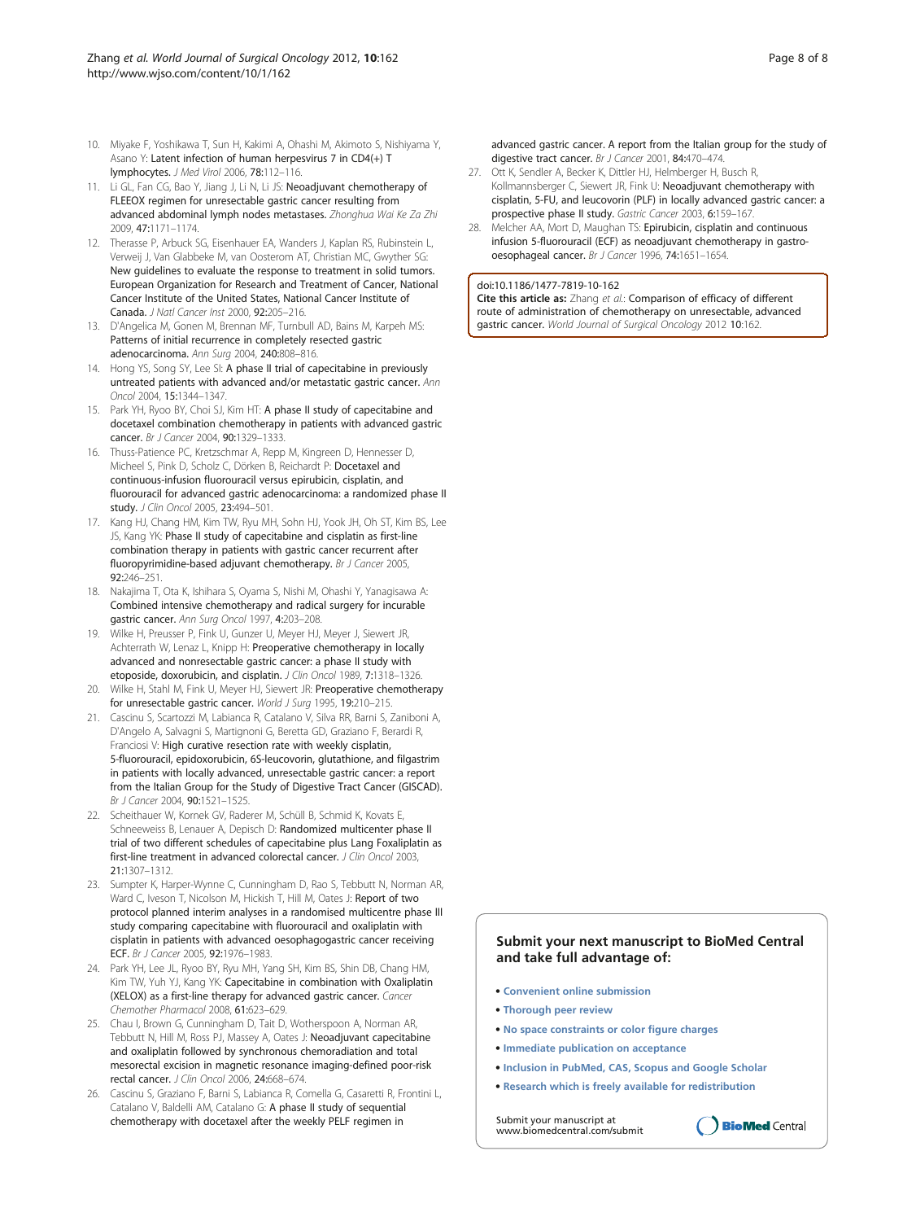10. Miyake F, Yoshikawa T, Sun H, Kakimi A, Ohashi M, Akimoto S, Nishiyama Y, Asano Y: Latent infection of human herpesvirus 7 in CD4(+) T lymphocytes. *J Med Virol* 2006, **78**:112–116.
11. Li GL, Fan CG, Bao Y, Jiang J, Li N, Li JS: Neoadjuvant chemotherapy of FLEEOX regimen for unresectable gastric cancer resulting from advanced abdominal lymph nodes metastases. *Zhonghua Wai Ke Za Zhi* 2009, **47**:1171–1174.
12. Therasse P, Arbuck SG, Eisenhauer EA, Wanders J, Kaplan RS, Rubinstein L, Verweij J, Van Glabbeke M, van Oosterom AT, Christian MC, Gwyther SG: New guidelines to evaluate the response to treatment in solid tumors. European Organization for Research and Treatment of Cancer, National Cancer Institute of the United States, National Cancer Institute of Canada. *J Natl Cancer Inst* 2000, **92**:205–216.
13. D'Angelica M, Gonen M, Brennan MF, Turnbull AD, Bains M, Karpeh MS: Patterns of initial recurrence in completely resected gastric adenocarcinoma. *Ann Surg* 2004, **240**:808–816.
14. Hong YS, Song SY, Lee SI: A phase II trial of capecitabine in previously untreated patients with advanced and/or metastatic gastric cancer. *Ann Oncol* 2004, **15**:1344–1347.
15. Park YH, Ryoo BY, Choi SJ, Kim HT: A phase II study of capecitabine and docetaxel combination chemotherapy in patients with advanced gastric cancer. *Br J Cancer* 2004, **90**:1329–1333.
16. Thuss-Patience PC, Kretzschmar A, Repp M, Kingreen D, Hennesser D, Micheel S, Pink D, Scholz C, Dörken B, Reichardt P: Docetaxel and continuous-infusion fluorouracil versus epirubicin, cisplatin, and fluorouracil for advanced gastric adenocarcinoma: a randomized phase II study. *J Clin Oncol* 2005, **23**:494–501.
17. Kang HJ, Chang HM, Kim TW, Ryu MH, Sohn HJ, Yook JH, Oh ST, Kim BS, Lee JS, Kang YK: Phase II study of capecitabine and cisplatin as first-line combination therapy in patients with gastric cancer recurrent after fluoropyrimidine-based adjuvant chemotherapy. *Br J Cancer* 2005, **92**:246–251.
18. Nakajima T, Ota K, Ishihara S, Oyama S, Nishi M, Ohashi Y, Yanagisawa A: Combined intensive chemotherapy and radical surgery for incurable gastric cancer. *Ann Surg Oncol* 1997, **4**:203–208.
19. Wilke H, Preusser P, Fink U, Gunzer U, Meyer HJ, Meyer J, Siewert JR, Achterrath W, Lenaz L, Knipp H: Preoperative chemotherapy in locally advanced and nonresectable gastric cancer: a phase II study with etoposide, doxorubicin, and cisplatin. *J Clin Oncol* 1989, **7**:1318–1326.
20. Wilke H, Stahl M, Fink U, Meyer HJ, Siewert JR: Preoperative chemotherapy for unresectable gastric cancer. *World J Surg* 1995, **19**:210–215.
21. Cascinu S, Scartozzi M, Labianca R, Catalano V, Silva RR, Barni S, Zaniboni A, D'Angelo A, Salvagni S, Martignoni G, Beretta GD, Graziano F, Berardi R, Franciosi V: High curative resection rate with weekly cisplatin, 5-fluorouracil, epidoxorubicin, 6S-leucovorin, glutathione, and filgastrim in patients with locally advanced, unresectable gastric cancer: a report from the Italian Group for the Study of Digestive Tract Cancer (GISCAD). *Br J Cancer* 2004, **90**:1521–1525.
22. Scheithauer W, Kornek GV, Raderer M, Schüll B, Schmid K, Kovats E, Schneeweiss B, Lenauer A, Depisch D: Randomized multicenter phase II trial of two different schedules of capecitabine plus Lang Foxaliplatin as first-line treatment in advanced colorectal cancer. *J Clin Oncol* 2003, **21**:1307–1312.
23. Sumpter K, Harper-Wynne C, Cunningham D, Rao S, Tebbutt N, Norman AR, Ward C, Iveson T, Nicolson M, Hickish T, Hill M, Oates J: Report of two protocol planned interim analyses in a randomised multicentre phase III study comparing capecitabine with fluorouracil and oxaliplatin with cisplatin in patients with advanced oesophagogastric cancer receiving ECF. *Br J Cancer* 2005, **92**:1976–1983.
24. Park YH, Lee JL, Ryoo BY, Ryu MH, Yang SH, Kim BS, Shin DB, Chang HM, Kim TW, Yuh YJ, Kang YK: Capecitabine in combination with Oxaliplatin (XELOX) as a first-line therapy for advanced gastric cancer. *Cancer Chemother Pharmacol* 2008, **61**:623–629.
25. Chau I, Brown G, Cunningham D, Tait D, Wotherspoon A, Norman AR, Tebbutt N, Hill M, Ross PJ, Massey A, Oates J: Neoadjuvant capecitabine and oxaliplatin followed by synchronous chemoradiation and total mesorectal excision in magnetic resonance imaging-defined poor-risk rectal cancer. *J Clin Oncol* 2006, **24**:668–674.
26. Cascinu S, Graziano F, Barni S, Labianca R, Comella G, Casaretti R, Frontini L, Catalano V, Baldelli AM, Catalano G: A phase II study of sequential chemotherapy with docetaxel after the weekly PELF regimen in advanced gastric cancer. A report from the Italian group for the study of digestive tract cancer. *Br J Cancer* 2001, **84**:470–474.
27. Ott K, Sendler A, Becker K, Dittler HJ, Helmberger H, Busch R, Kollmannsberger C, Siewert JR, Fink U: Neoadjuvant chemotherapy with cisplatin, 5-FU, and leucovorin (PLF) in locally advanced gastric cancer: a prospective phase II study. *Gastric Cancer* 2003, **6**:159–167.
28. Melcher AA, Mort D, Maughan TS: Epirubicin, cisplatin and continuous infusion 5-fluorouracil (ECF) as neoadjuvant chemotherapy in gastro-oesophageal cancer. *Br J Cancer* 1996, **74**:1651–1654.

doi:10.1186/1477-7819-10-162

**Cite this article as:** Zhang *et al.*: Comparison of efficacy of different route of administration of chemotherapy on unresectable, advanced gastric cancer. *World Journal of Surgical Oncology* 2012 **10**:162.